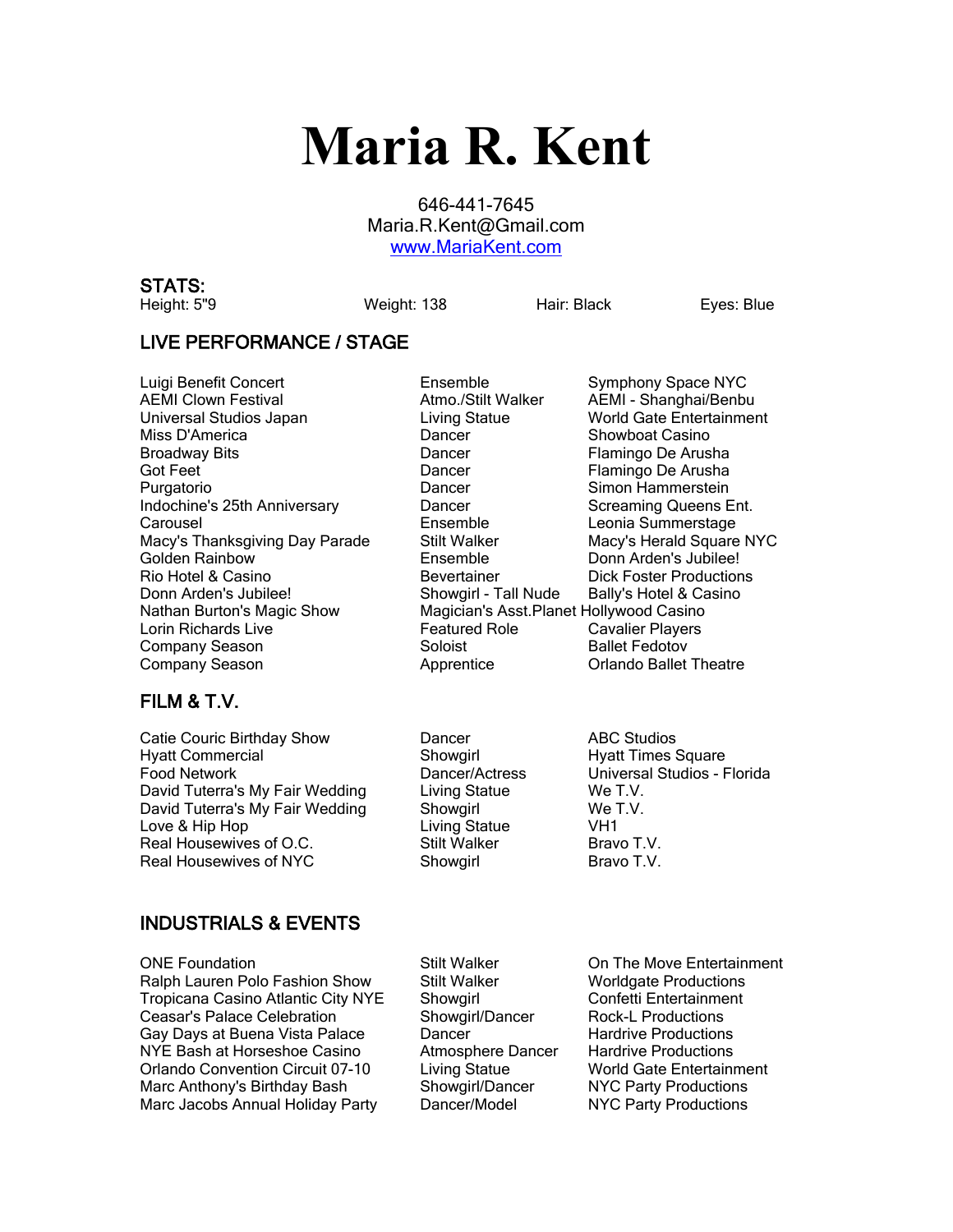# Maria R. Kent

646-441-7645
Maria.R.Kent@Gmail.com
[www.MariaKent.com](http://www.MariaKent.com)

## STATS:

| Height: 5"9 | Weight: 138 | Hair: Black | Eyes: Blue |
| --- | --- | --- | --- |

## LIVE PERFORMANCE / STAGE

| | | |
| --- | --- | --- |
| Luigi Benefit Concert | Ensemble | Symphony Space NYC |
| AEMI Clown Festival | Atmo./Stilt Walker | AEMI - Shanghai/Benbu |
| Universal Studios Japan | Living Statue | World Gate Entertainment |
| Miss D'America | Dancer | Showboat Casino |
| Broadway Bits | Dancer | Flamingo De Arusha |
| Got Feet | Dancer | Flamingo De Arusha |
| Purgatorio | Dancer | Simon Hammerstein |
| Indochine's 25th Anniversary | Dancer | Screaming Queens Ent. |
| Carousel | Ensemble | Leonia Summerstage |
| Macy's Thanksgiving Day Parade | Stilt Walker | Macy's Herald Square NYC |
| Golden Rainbow | Ensemble | Donn Arden's Jubilee! |
| Rio Hotel & Casino | Bevertainer | Dick Foster Productions |
| Donn Arden's Jubilee! | Showgirl - Tall Nude | Bally's Hotel & Casino |
| Nathan Burton's Magic Show | Magician's Asst. | Planet Hollywood Casino |
| Lorin Richards Live | Featured Role | Cavalier Players |
| Company Season | Soloist | Ballet Fedotov |
| Company Season | Apprentice | Orlando Ballet Theatre |

## FILM & T.V.

| | | |
| --- | --- | --- |
| Catie Couric Birthday Show | Dancer | ABC Studios |
| Hyatt Commercial | Showgirl | Hyatt Times Square |
| Food Network | Dancer/Actress | Universal Studios - Florida |
| David Tuterra's My Fair Wedding | Living Statue | We T.V. |
| David Tuterra's My Fair Wedding | Showgirl | We T.V. |
| Love & Hip Hop | Living Statue | VH1 |
| Real Housewives of O.C. | Stilt Walker | Bravo T.V. |
| Real Housewives of NYC | Showgirl | Bravo T.V. |

## INDUSTRIALS & EVENTS

| | | |
| --- | --- | --- |
| ONE Foundation | Stilt Walker | On The Move Entertainment |
| Ralph Lauren Polo Fashion Show | Stilt Walker | Worldgate Productions |
| Tropicana Casino Atlantic City NYE | Showgirl | Confetti Entertainment |
| Ceasar's Palace Celebration | Showgirl/Dancer | Rock-L Productions |
| Gay Days at Buena Vista Palace | Dancer | Hardrive Productions |
| NYE Bash at Horseshoe Casino | Atmosphere Dancer | Hardrive Productions |
| Orlando Convention Circuit 07-10 | Living Statue | World Gate Entertainment |
| Marc Anthony's Birthday Bash | Showgirl/Dancer | NYC Party Productions |
| Marc Jacobs Annual Holiday Party | Dancer/Model | NYC Party Productions |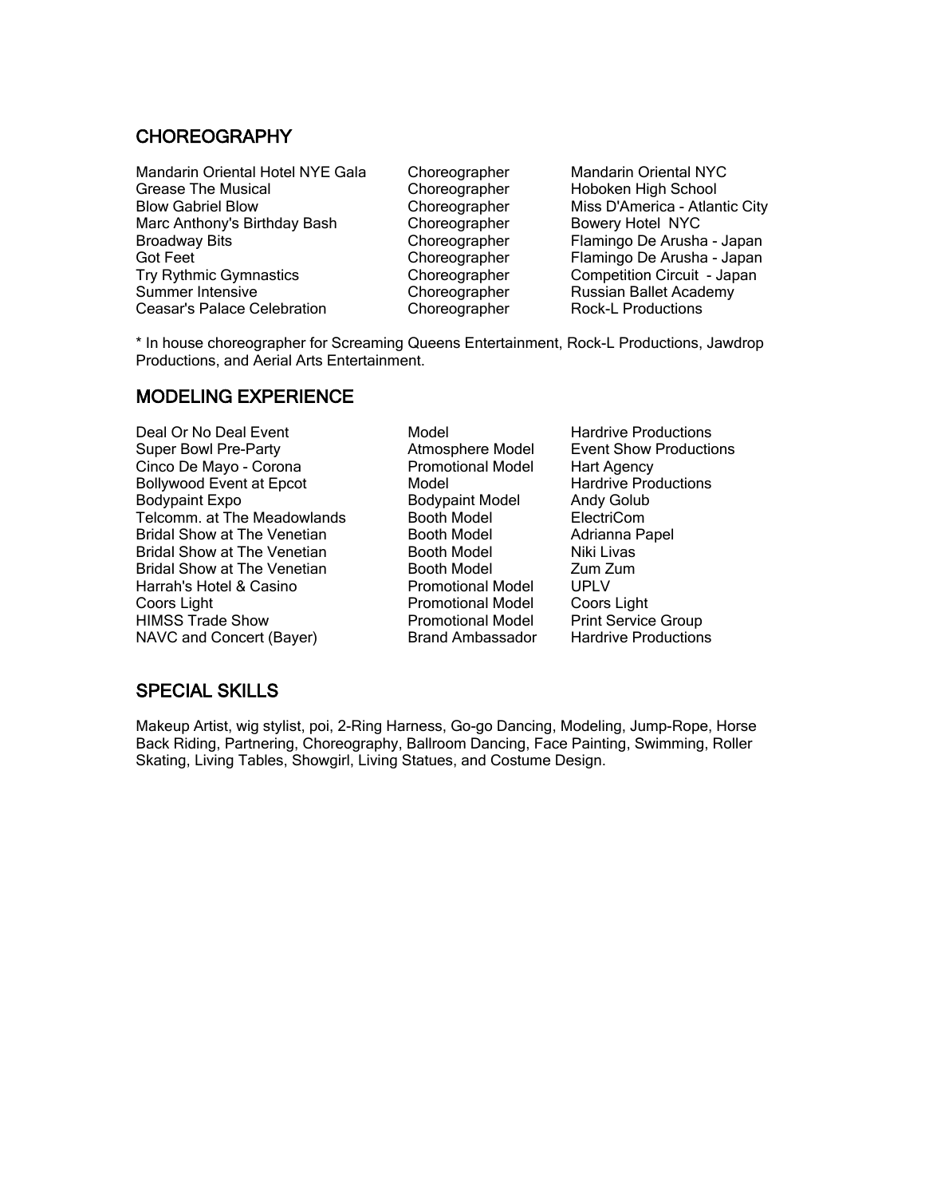## CHOREOGRAPHY

| | | |
|---|---|---|
| Mandarin Oriental Hotel NYE Gala | Choreographer | Mandarin Oriental NYC |
| Grease The Musical | Choreographer | Hoboken High School |
| Blow Gabriel Blow | Choreographer | Miss D'America - Atlantic City |
| Marc Anthony's Birthday Bash | Choreographer | Bowery Hotel NYC |
| Broadway Bits | Choreographer | Flamingo De Arusha - Japan |
| Got Feet | Choreographer | Flamingo De Arusha - Japan |
| Try Rythmic Gymnastics | Choreographer | Competition Circuit - Japan |
| Summer Intensive | Choreographer | Russian Ballet Academy |
| Ceasar's Palace Celebration | Choreographer | Rock-L Productions |

* In house choreographer for Screaming Queens Entertainment, Rock-L Productions, Jawdrop Productions, and Aerial Arts Entertainment.

## MODELING EXPERIENCE

| | | |
|---|---|---|
| Deal Or No Deal Event | Model | Hardrive Productions |
| Super Bowl Pre-Party | Atmosphere Model | Event Show Productions |
| Cinco De Mayo - Corona | Promotional Model | Hart Agency |
| Bollywood Event at Epcot | Model | Hardrive Productions |
| Bodypaint Expo | Bodypaint Model | Andy Golub |
| Telcomm. at The Meadowlands | Booth Model | ElectriCom |
| Bridal Show at The Venetian | Booth Model | Adrianna Papel |
| Bridal Show at The Venetian | Booth Model | Niki Livas |
| Bridal Show at The Venetian | Booth Model | Zum Zum |
| Harrah's Hotel & Casino | Promotional Model | UPLV |
| Coors Light | Promotional Model | Coors Light |
| HIMSS Trade Show | Promotional Model | Print Service Group |
| NAVC and Concert (Bayer) | Brand Ambassador | Hardrive Productions |

## SPECIAL SKILLS

Makeup Artist, wig stylist, poi, 2-Ring Harness, Go-go Dancing, Modeling, Jump-Rope, Horse Back Riding, Partnering, Choreography, Ballroom Dancing, Face Painting, Swimming, Roller Skating, Living Tables, Showgirl, Living Statues, and Costume Design.